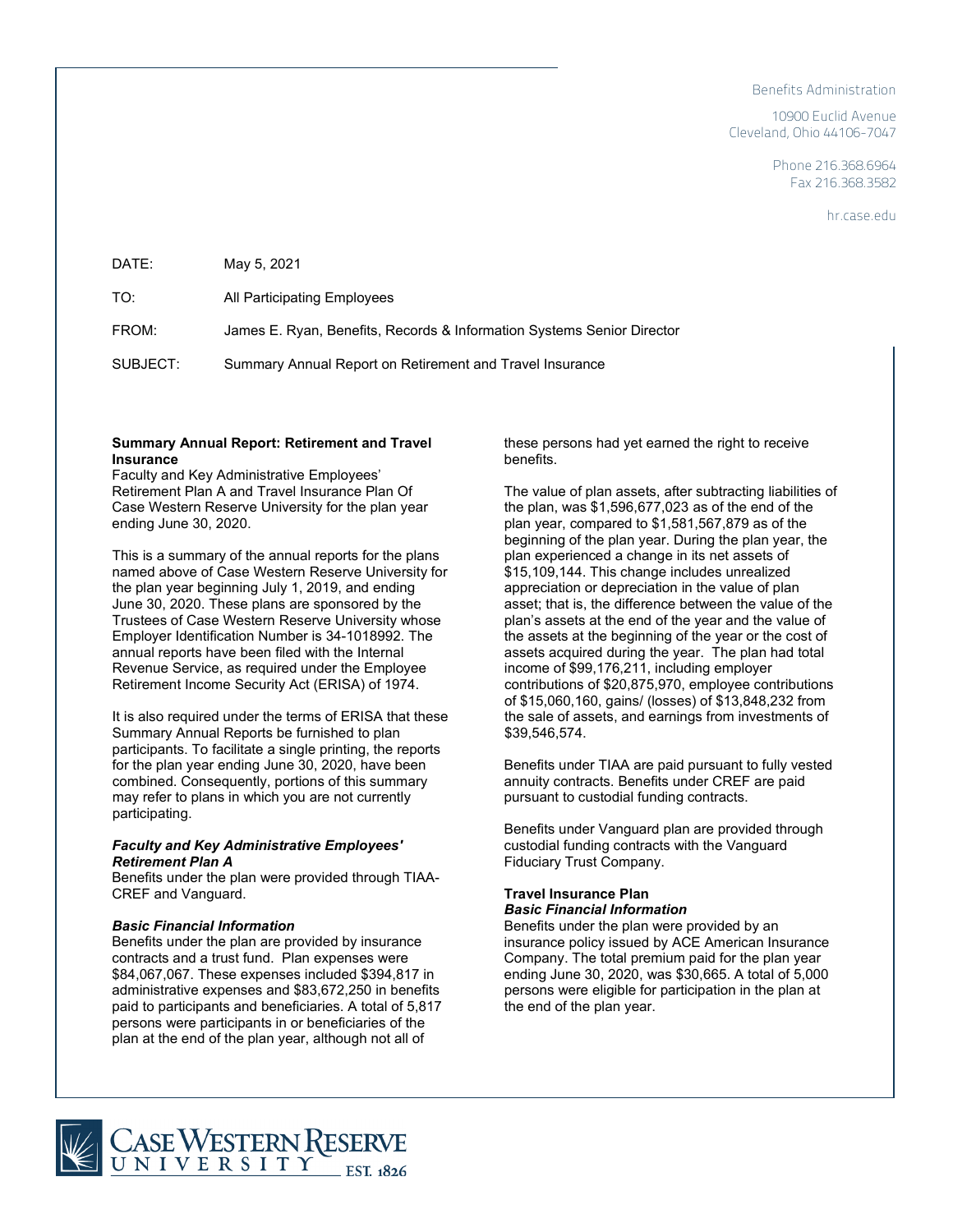Benefits Administration

10900 Euclid Avenue
Cleveland, Ohio 44106-7047

Phone 216.368.6964
Fax 216.368.3582

hr.case.edu

DATE: May 5, 2021

TO: All Participating Employees

FROM: James E. Ryan, Benefits, Records & Information Systems Senior Director

SUBJECT: Summary Annual Report on Retirement and Travel Insurance

**Summary Annual Report: Retirement and Travel Insurance**
Faculty and Key Administrative Employees' Retirement Plan A and Travel Insurance Plan Of Case Western Reserve University for the plan year ending June 30, 2020.

This is a summary of the annual reports for the plans named above of Case Western Reserve University for the plan year beginning July 1, 2019, and ending June 30, 2020. These plans are sponsored by the Trustees of Case Western Reserve University whose Employer Identification Number is 34-1018992. The annual reports have been filed with the Internal Revenue Service, as required under the Employee Retirement Income Security Act (ERISA) of 1974.

It is also required under the terms of ERISA that these Summary Annual Reports be furnished to plan participants. To facilitate a single printing, the reports for the plan year ending June 30, 2020, have been combined. Consequently, portions of this summary may refer to plans in which you are not currently participating.

***Faculty and Key Administrative Employees' Retirement Plan A***
Benefits under the plan were provided through TIAA-CREF and Vanguard.

***Basic Financial Information***
Benefits under the plan are provided by insurance contracts and a trust fund. Plan expenses were $84,067,067. These expenses included $394,817 in administrative expenses and $83,672,250 in benefits paid to participants and beneficiaries. A total of 5,817 persons were participants in or beneficiaries of the plan at the end of the plan year, although not all of these persons had yet earned the right to receive benefits.

The value of plan assets, after subtracting liabilities of the plan, was $1,596,677,023 as of the end of the plan year, compared to $1,581,567,879 as of the beginning of the plan year. During the plan year, the plan experienced a change in its net assets of $15,109,144. This change includes unrealized appreciation or depreciation in the value of plan asset; that is, the difference between the value of the plan's assets at the end of the year and the value of the assets at the beginning of the year or the cost of assets acquired during the year. The plan had total income of $99,176,211, including employer contributions of $20,875,970, employee contributions of $15,060,160, gains/ (losses) of $13,848,232 from the sale of assets, and earnings from investments of $39,546,574.

Benefits under TIAA are paid pursuant to fully vested annuity contracts. Benefits under CREF are paid pursuant to custodial funding contracts.

Benefits under Vanguard plan are provided through custodial funding contracts with the Vanguard Fiduciary Trust Company.

**Travel Insurance Plan**
***Basic Financial Information***
Benefits under the plan were provided by an insurance policy issued by ACE American Insurance Company. The total premium paid for the plan year ending June 30, 2020, was $30,665. A total of 5,000 persons were eligible for participation in the plan at the end of the plan year.

CASE WESTERN RESERVE UNIVERSITY EST. 1826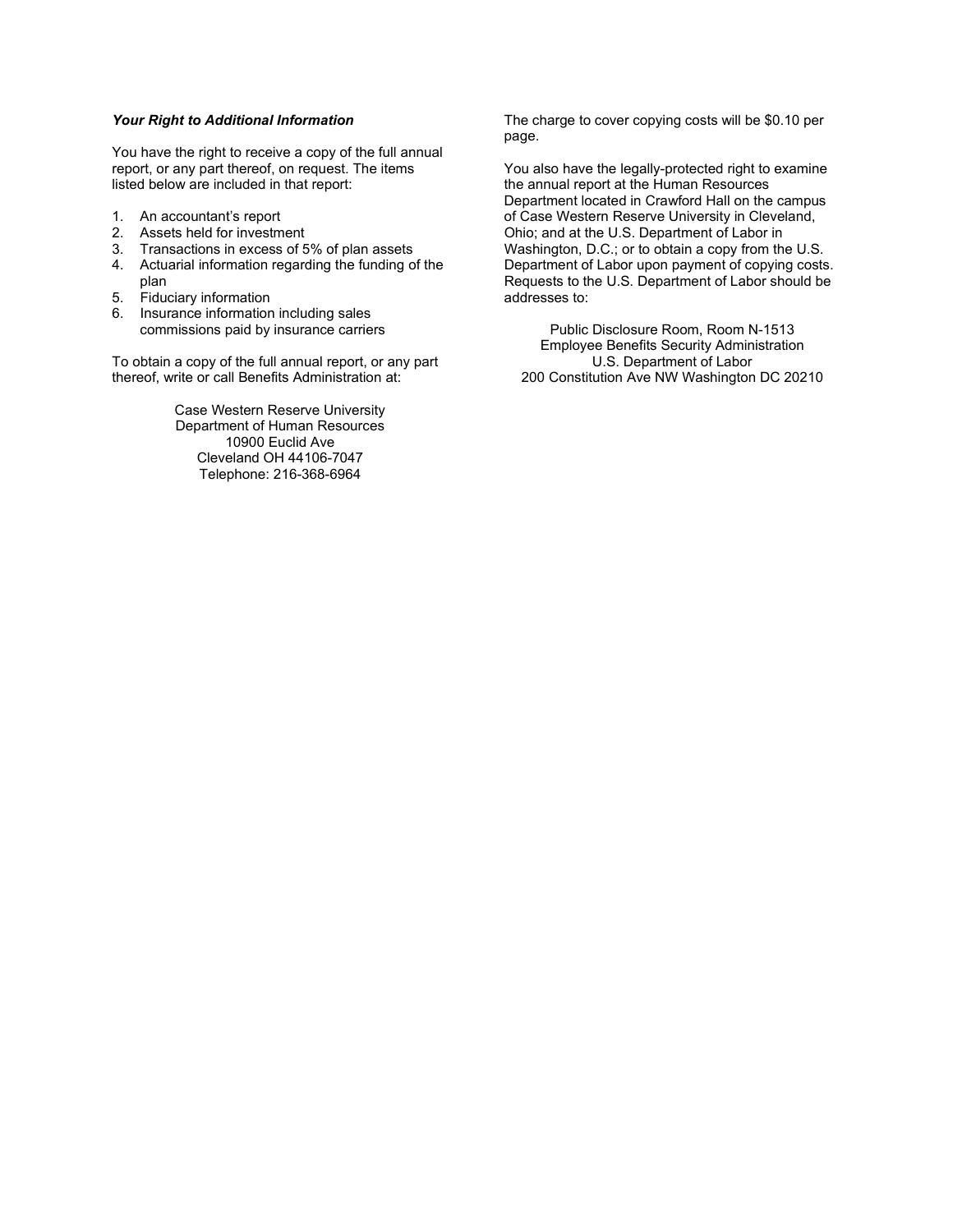***Your Right to Additional Information***

You have the right to receive a copy of the full annual report, or any part thereof, on request. The items listed below are included in that report:

1. An accountant's report
2. Assets held for investment
3. Transactions in excess of 5% of plan assets
4. Actuarial information regarding the funding of the plan
5. Fiduciary information
6. Insurance information including sales commissions paid by insurance carriers

To obtain a copy of the full annual report, or any part thereof, write or call Benefits Administration at:

Case Western Reserve University
Department of Human Resources
10900 Euclid Ave
Cleveland OH 44106-7047
Telephone: 216-368-6964

The charge to cover copying costs will be $0.10 per page.

You also have the legally-protected right to examine the annual report at the Human Resources Department located in Crawford Hall on the campus of Case Western Reserve University in Cleveland, Ohio; and at the U.S. Department of Labor in Washington, D.C.; or to obtain a copy from the U.S. Department of Labor upon payment of copying costs. Requests to the U.S. Department of Labor should be addresses to:

Public Disclosure Room, Room N-1513
Employee Benefits Security Administration
U.S. Department of Labor
200 Constitution Ave NW Washington DC 20210